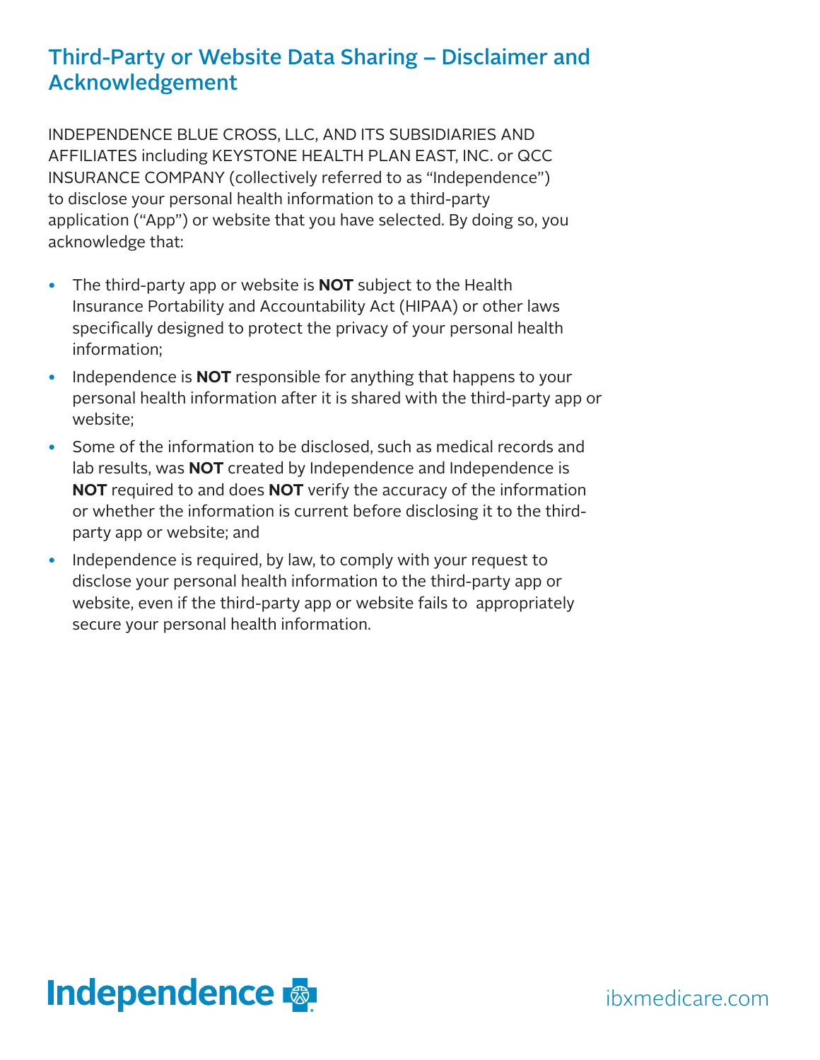# Third-Party or Website Data Sharing – Disclaimer and Acknowledgement

INDEPENDENCE BLUE CROSS, LLC, AND ITS SUBSIDIARIES AND AFFILIATES including KEYSTONE HEALTH PLAN EAST, INC. or QCC INSURANCE COMPANY (collectively referred to as "Independence") to disclose your personal health information to a third-party application ("App") or website that you have selected. By doing so, you acknowledge that:

- The third-party app or website is **NOT** subject to the Health Insurance Portability and Accountability Act (HIPAA) or other laws specifically designed to protect the privacy of your personal health information;
- Independence is **NOT** responsible for anything that happens to your personal health information after it is shared with the third-party app or website;
- Some of the information to be disclosed, such as medical records and lab results, was **NOT** created by Independence and Independence is **NOT** required to and does **NOT** verify the accuracy of the information or whether the information is current before disclosing it to the third-party app or website; and
- Independence is required, by law, to comply with your request to disclose your personal health information to the third-party app or website, even if the third-party app or website fails to appropriately secure your personal health information.

Independence

ibxmedicare.com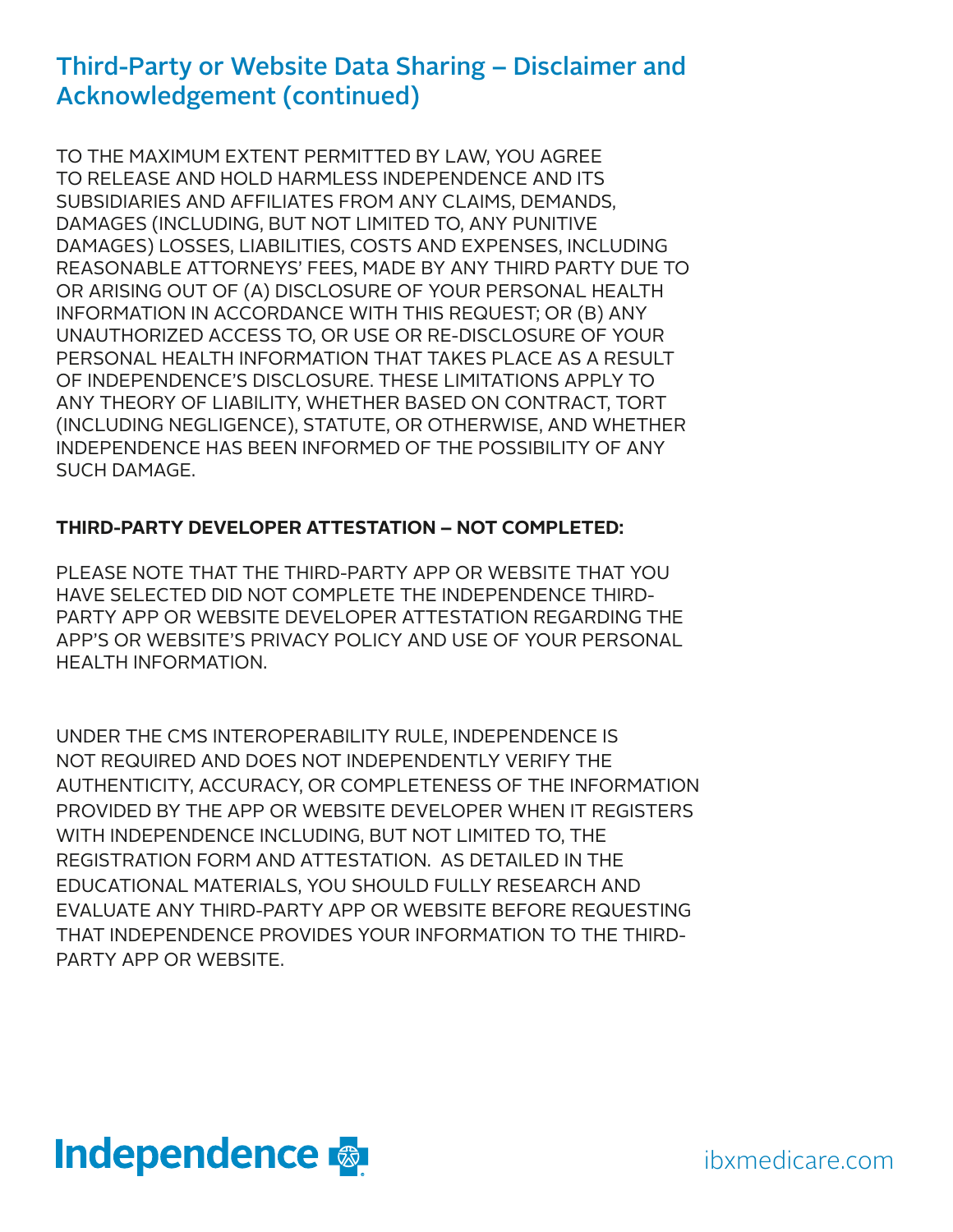## Third-Party or Website Data Sharing – Disclaimer and Acknowledgement (continued)

TO THE MAXIMUM EXTENT PERMITTED BY LAW, YOU AGREE TO RELEASE AND HOLD HARMLESS INDEPENDENCE AND ITS SUBSIDIARIES AND AFFILIATES FROM ANY CLAIMS, DEMANDS, DAMAGES (INCLUDING, BUT NOT LIMITED TO, ANY PUNITIVE DAMAGES) LOSSES, LIABILITIES, COSTS AND EXPENSES, INCLUDING REASONABLE ATTORNEYS' FEES, MADE BY ANY THIRD PARTY DUE TO OR ARISING OUT OF (A) DISCLOSURE OF YOUR PERSONAL HEALTH INFORMATION IN ACCORDANCE WITH THIS REQUEST; OR (B) ANY UNAUTHORIZED ACCESS TO, OR USE OR RE-DISCLOSURE OF YOUR PERSONAL HEALTH INFORMATION THAT TAKES PLACE AS A RESULT OF INDEPENDENCE'S DISCLOSURE. THESE LIMITATIONS APPLY TO ANY THEORY OF LIABILITY, WHETHER BASED ON CONTRACT, TORT (INCLUDING NEGLIGENCE), STATUTE, OR OTHERWISE, AND WHETHER INDEPENDENCE HAS BEEN INFORMED OF THE POSSIBILITY OF ANY SUCH DAMAGE.

**THIRD-PARTY DEVELOPER ATTESTATION – NOT COMPLETED:**

PLEASE NOTE THAT THE THIRD-PARTY APP OR WEBSITE THAT YOU HAVE SELECTED DID NOT COMPLETE THE INDEPENDENCE THIRD-PARTY APP OR WEBSITE DEVELOPER ATTESTATION REGARDING THE APP'S OR WEBSITE'S PRIVACY POLICY AND USE OF YOUR PERSONAL HEALTH INFORMATION.

UNDER THE CMS INTEROPERABILITY RULE, INDEPENDENCE IS NOT REQUIRED AND DOES NOT INDEPENDENTLY VERIFY THE AUTHENTICITY, ACCURACY, OR COMPLETENESS OF THE INFORMATION PROVIDED BY THE APP OR WEBSITE DEVELOPER WHEN IT REGISTERS WITH INDEPENDENCE INCLUDING, BUT NOT LIMITED TO, THE REGISTRATION FORM AND ATTESTATION. AS DETAILED IN THE EDUCATIONAL MATERIALS, YOU SHOULD FULLY RESEARCH AND EVALUATE ANY THIRD-PARTY APP OR WEBSITE BEFORE REQUESTING THAT INDEPENDENCE PROVIDES YOUR INFORMATION TO THE THIRD-PARTY APP OR WEBSITE.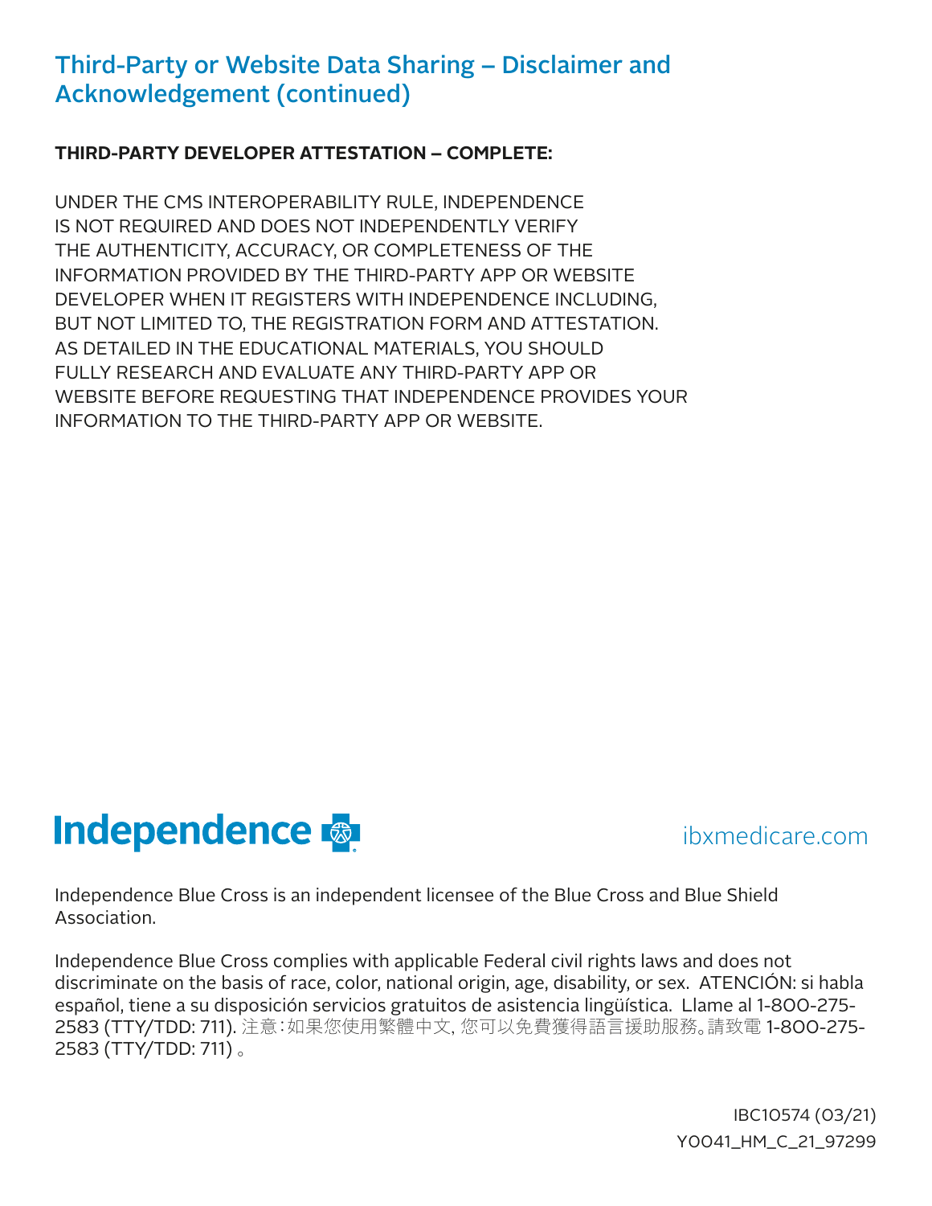## Third-Party or Website Data Sharing – Disclaimer and Acknowledgement (continued)

**THIRD-PARTY DEVELOPER ATTESTATION – COMPLETE:**

UNDER THE CMS INTEROPERABILITY RULE, INDEPENDENCE IS NOT REQUIRED AND DOES NOT INDEPENDENTLY VERIFY THE AUTHENTICITY, ACCURACY, OR COMPLETENESS OF THE INFORMATION PROVIDED BY THE THIRD-PARTY APP OR WEBSITE DEVELOPER WHEN IT REGISTERS WITH INDEPENDENCE INCLUDING, BUT NOT LIMITED TO, THE REGISTRATION FORM AND ATTESTATION. AS DETAILED IN THE EDUCATIONAL MATERIALS, YOU SHOULD FULLY RESEARCH AND EVALUATE ANY THIRD-PARTY APP OR WEBSITE BEFORE REQUESTING THAT INDEPENDENCE PROVIDES YOUR INFORMATION TO THE THIRD-PARTY APP OR WEBSITE.

Independence

ibxmedicare.com

Independence Blue Cross is an independent licensee of the Blue Cross and Blue Shield Association.

Independence Blue Cross complies with applicable Federal civil rights laws and does not discriminate on the basis of race, color, national origin, age, disability, or sex. ATENCIÓN: si habla español, tiene a su disposición servicios gratuitos de asistencia lingüística. Llame al 1-800-275-2583 (TTY/TDD: 711). 注意：如果您使用繁體中文, 您可以免費獲得語言援助服務。請致電 1-800-275-2583 (TTY/TDD: 711) 。

IBC10574 (03/21)
Y0041_HM_C_21_97299